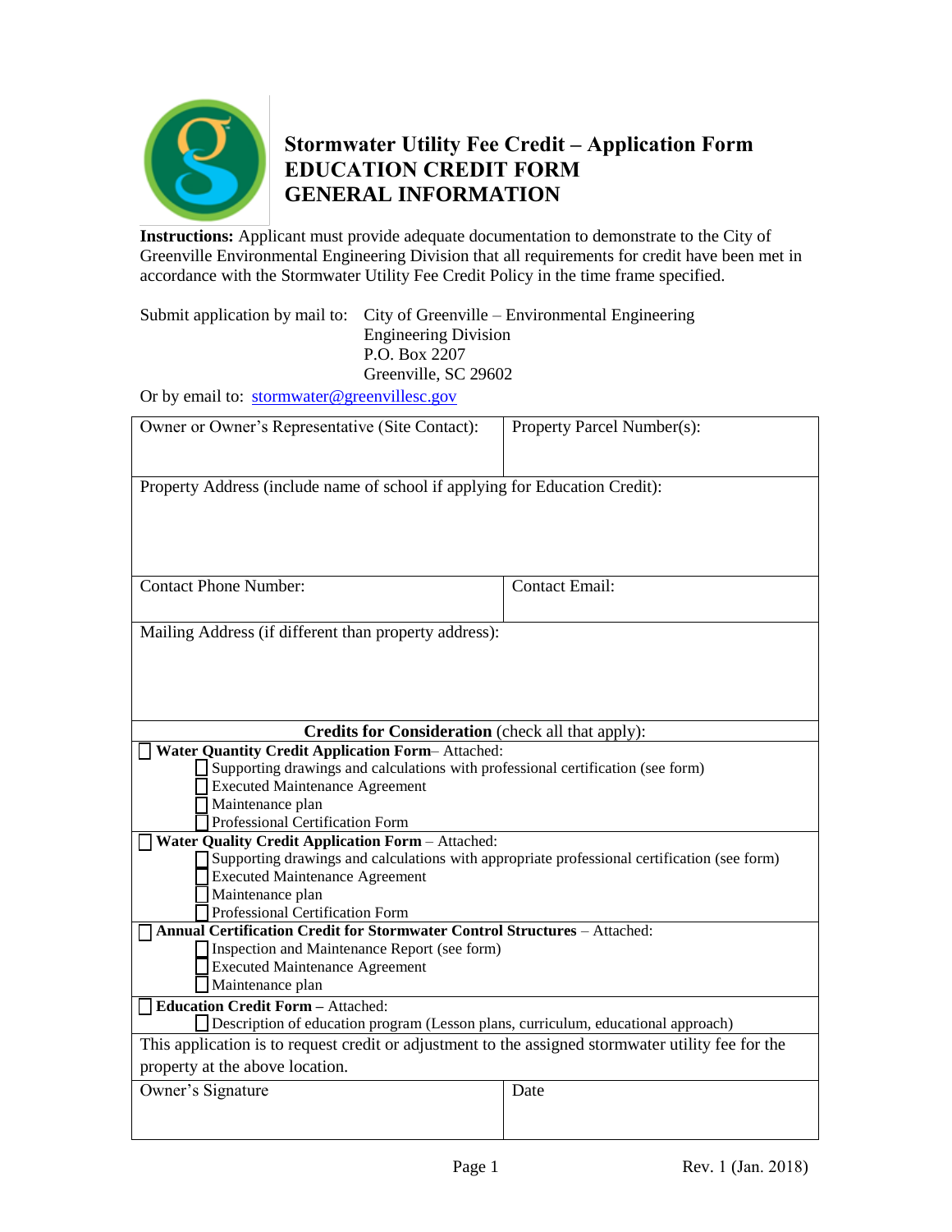# Stormwater Utility Fee Credit – Application Form
# EDUCATION CREDIT FORM
# GENERAL INFORMATION

**Instructions:** Applicant must provide adequate documentation to demonstrate to the City of Greenville Environmental Engineering Division that all requirements for credit have been met in accordance with the Stormwater Utility Fee Credit Policy in the time frame specified.

Submit application by mail to: City of Greenville – Environmental Engineering
Engineering Division
P.O. Box 2207
Greenville, SC 29602

Or by email to: stormwater@greenvillesc.gov

| Owner or Owner's Representative (Site Contact): | Property Parcel Number(s): |
|---|---|
| Property Address (include name of school if applying for Education Credit): | |
| Contact Phone Number: | Contact Email: |
| Mailing Address (if different than property address): | |

**Credits for Consideration** (check all that apply):

- ☐ **Water Quantity Credit Application Form**– Attached:
  - ☐ Supporting drawings and calculations with professional certification (see form)
  - ☐ Executed Maintenance Agreement
  - ☐ Maintenance plan
  - ☐ Professional Certification Form
- ☐ **Water Quality Credit Application Form** – Attached:
  - ☐ Supporting drawings and calculations with appropriate professional certification (see form)
  - ☐ Executed Maintenance Agreement
  - ☐ Maintenance plan
  - ☐ Professional Certification Form
- ☐ **Annual Certification Credit for Stormwater Control Structures** – Attached:
  - ☐ Inspection and Maintenance Report (see form)
  - ☐ Executed Maintenance Agreement
  - ☐ Maintenance plan
- ☐ **Education Credit Form** – Attached:
  - ☐ Description of education program (Lesson plans, curriculum, educational approach)

This application is to request credit or adjustment to the assigned stormwater utility fee for the property at the above location.

| Owner's Signature | Date |
|---|---|
| | |

Rev. 1 (Jan. 2018)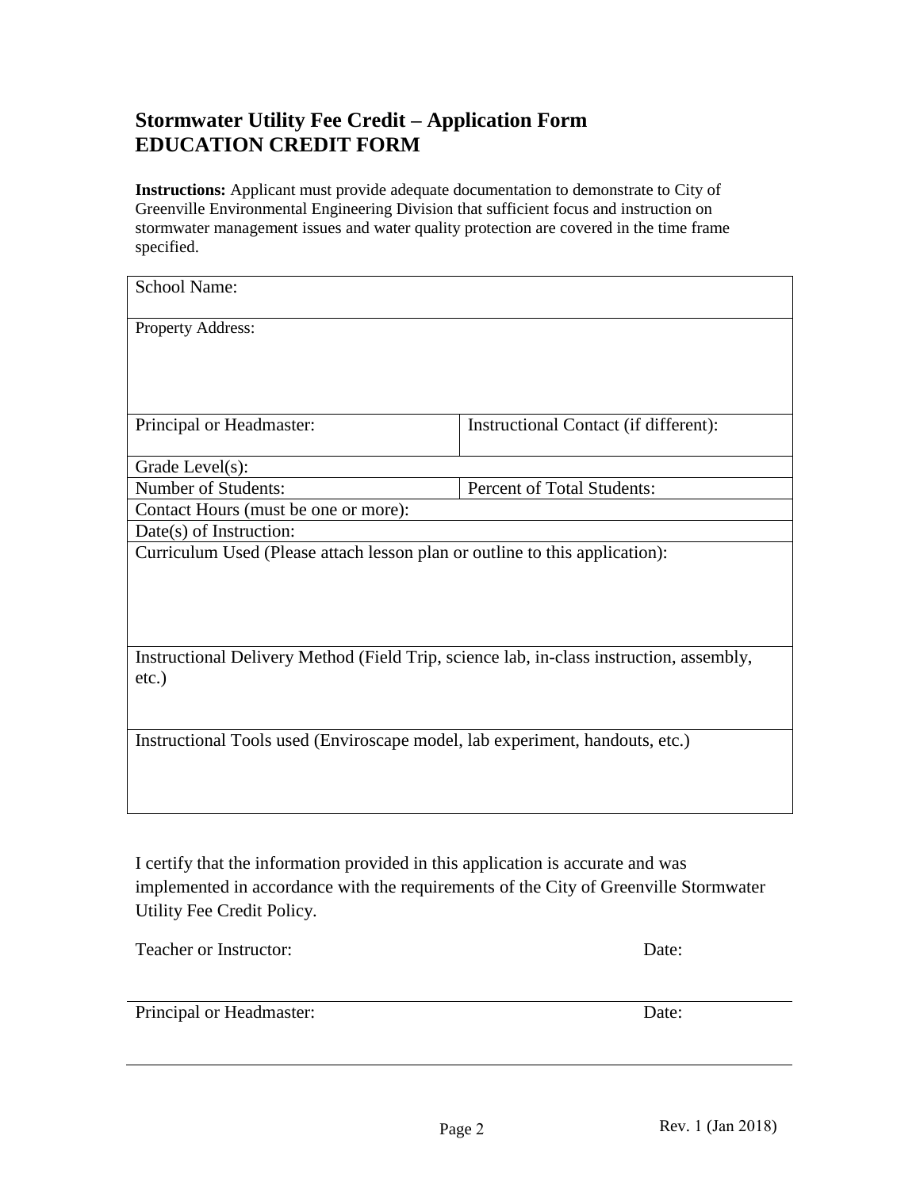# Stormwater Utility Fee Credit – Application Form
# EDUCATION CREDIT FORM

**Instructions:** Applicant must provide adequate documentation to demonstrate to City of Greenville Environmental Engineering Division that sufficient focus and instruction on stormwater management issues and water quality protection are covered in the time frame specified.

| | |
|---|---|
| School Name: | |
| Property Address: | |
| Principal or Headmaster: | Instructional Contact (if different): |
| Grade Level(s): | |
| Number of Students: | Percent of Total Students: |
| Contact Hours (must be one or more): | |
| Date(s) of Instruction: | |
| Curriculum Used (Please attach lesson plan or outline to this application): | |
| Instructional Delivery Method (Field Trip, science lab, in-class instruction, assembly, etc.) | |
| Instructional Tools used (Enviroscape model, lab experiment, handouts, etc.) | |

I certify that the information provided in this application is accurate and was implemented in accordance with the requirements of the City of Greenville Stormwater Utility Fee Credit Policy.

Teacher or Instructor: Date:

---

Principal or Headmaster: Date:

---

Rev. 1 (Jan 2018)